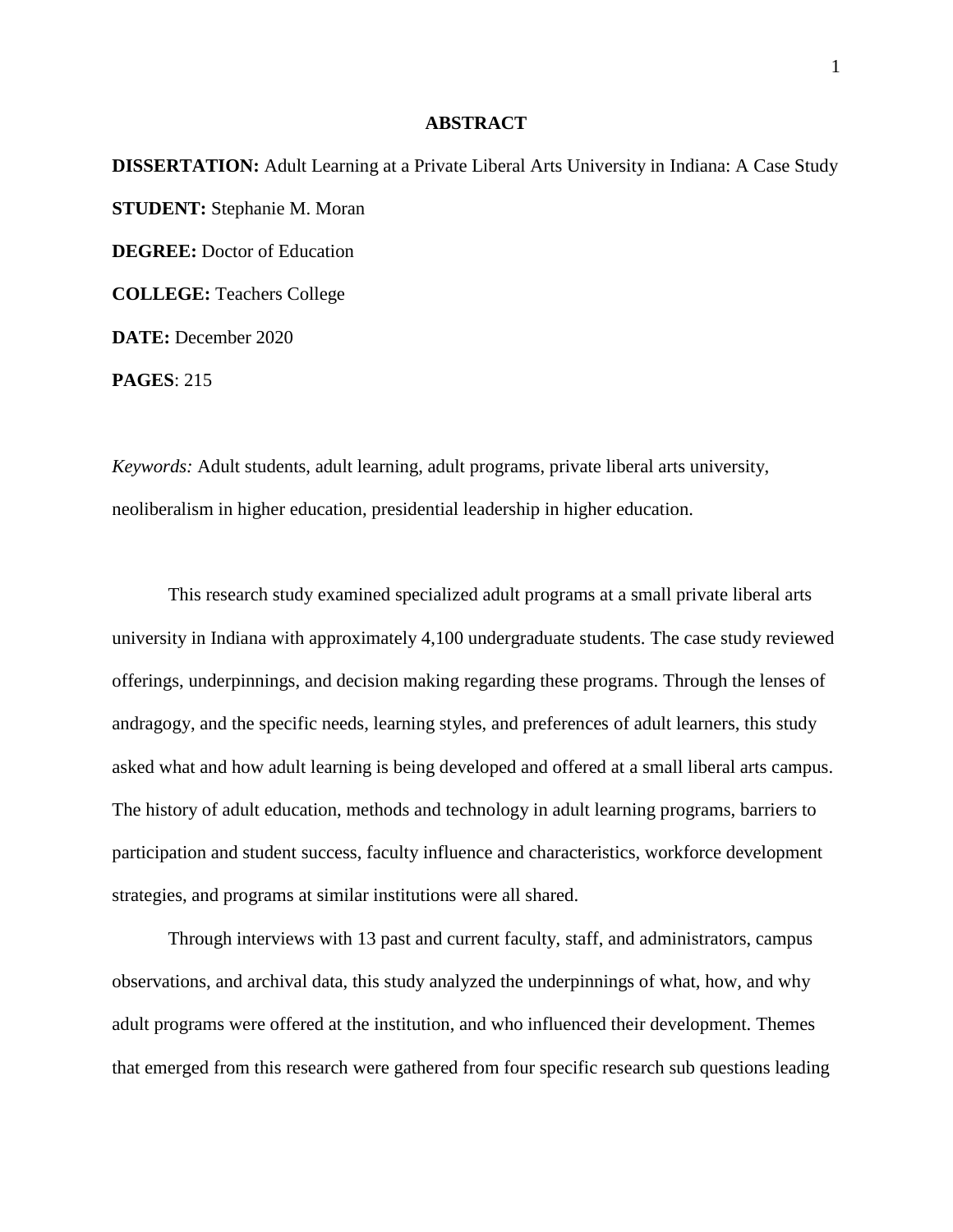# ABSTRACT

**DISSERTATION:** Adult Learning at a Private Liberal Arts University in Indiana: A Case Study

**STUDENT:** Stephanie M. Moran

**DEGREE:** Doctor of Education

**COLLEGE:** Teachers College

**DATE:** December 2020

**PAGES**: 215

*Keywords:* Adult students, adult learning, adult programs, private liberal arts university, neoliberalism in higher education, presidential leadership in higher education.

This research study examined specialized adult programs at a small private liberal arts university in Indiana with approximately 4,100 undergraduate students. The case study reviewed offerings, underpinnings, and decision making regarding these programs. Through the lenses of andragogy, and the specific needs, learning styles, and preferences of adult learners, this study asked what and how adult learning is being developed and offered at a small liberal arts campus. The history of adult education, methods and technology in adult learning programs, barriers to participation and student success, faculty influence and characteristics, workforce development strategies, and programs at similar institutions were all shared.

Through interviews with 13 past and current faculty, staff, and administrators, campus observations, and archival data, this study analyzed the underpinnings of what, how, and why adult programs were offered at the institution, and who influenced their development. Themes that emerged from this research were gathered from four specific research sub questions leading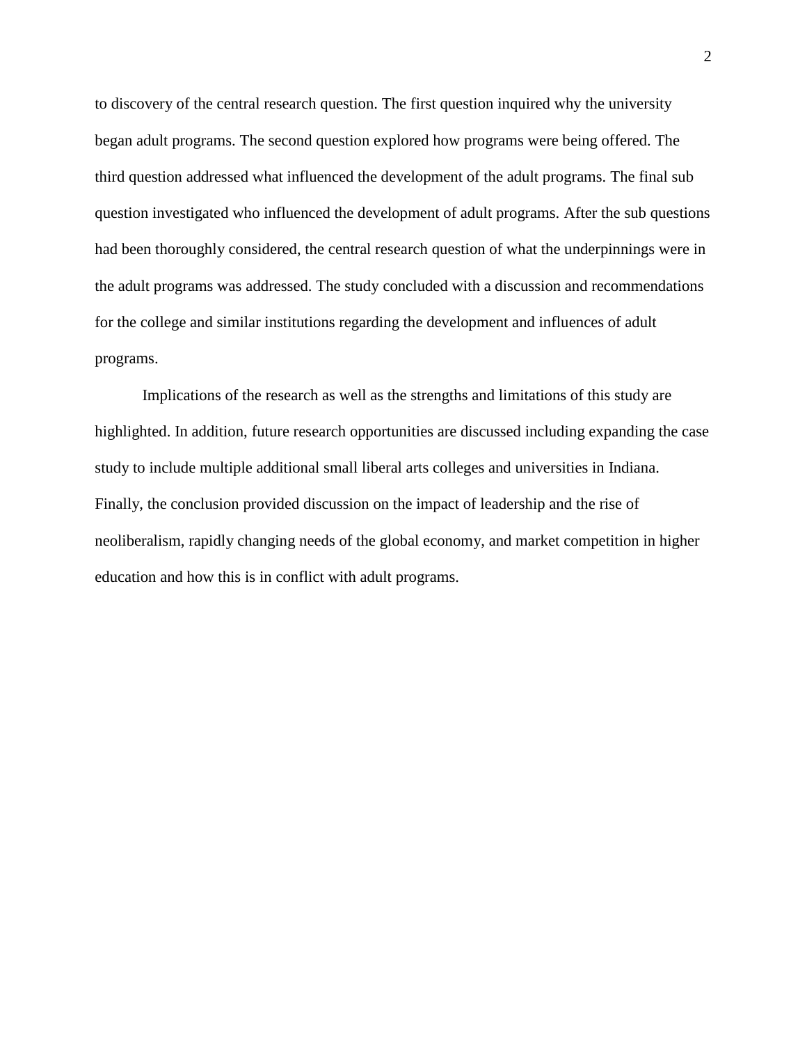to discovery of the central research question. The first question inquired why the university began adult programs. The second question explored how programs were being offered. The third question addressed what influenced the development of the adult programs. The final sub question investigated who influenced the development of adult programs. After the sub questions had been thoroughly considered, the central research question of what the underpinnings were in the adult programs was addressed. The study concluded with a discussion and recommendations for the college and similar institutions regarding the development and influences of adult programs.

Implications of the research as well as the strengths and limitations of this study are highlighted. In addition, future research opportunities are discussed including expanding the case study to include multiple additional small liberal arts colleges and universities in Indiana. Finally, the conclusion provided discussion on the impact of leadership and the rise of neoliberalism, rapidly changing needs of the global economy, and market competition in higher education and how this is in conflict with adult programs.